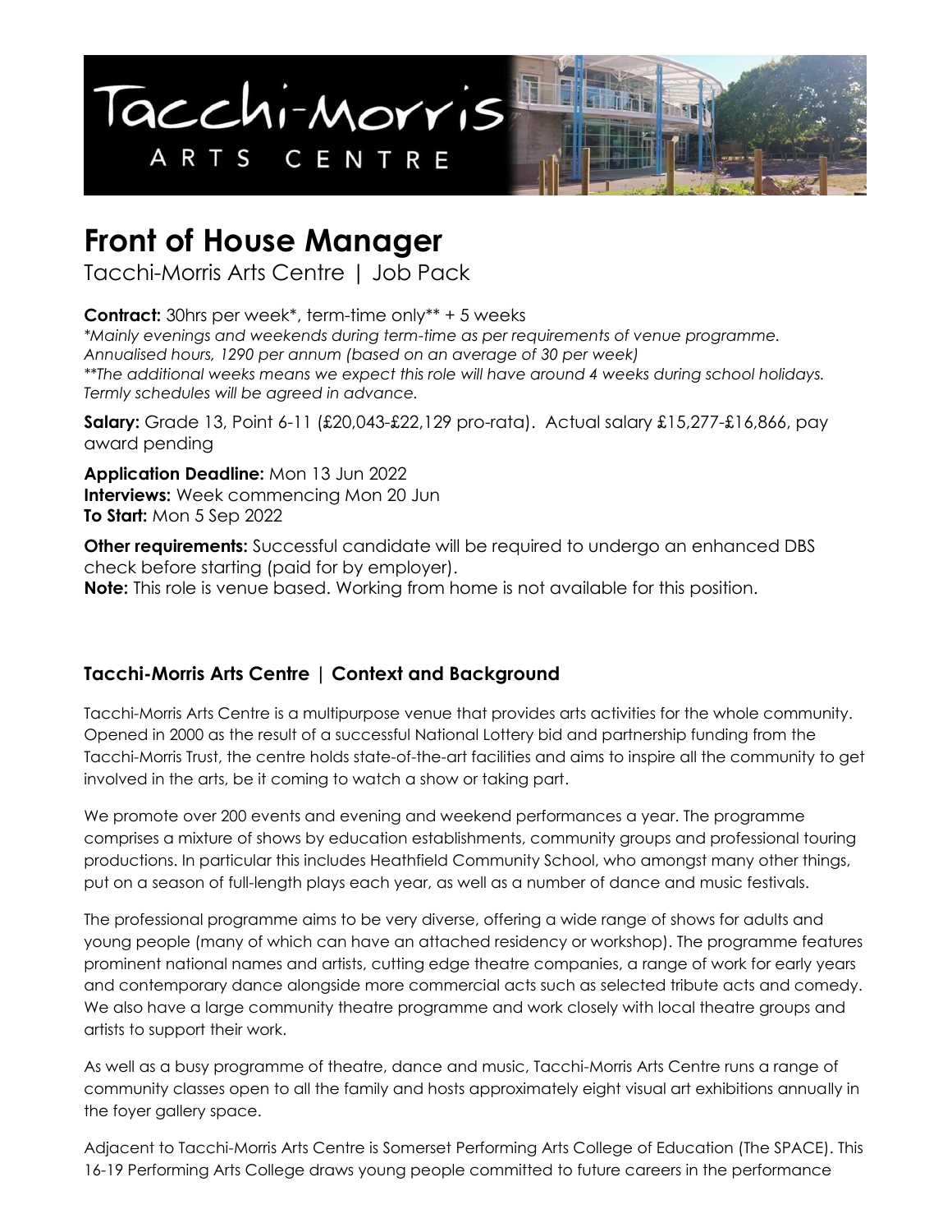# Front of House Manager

Tacchi-Morris Arts Centre | Job Pack

**Contract:** 30hrs per week*, term-time only** + 5 weeks
*\*Mainly evenings and weekends during term-time as per requirements of venue programme. Annualised hours, 1290 per annum (based on an average of 30 per week)*
*\*\*The additional weeks means we expect this role will have around 4 weeks during school holidays. Termly schedules will be agreed in advance.*

**Salary:** Grade 13, Point 6-11 (£20,043-£22,129 pro-rata). Actual salary £15,277-£16,866, pay award pending

**Application Deadline:** Mon 13 Jun 2022
**Interviews:** Week commencing Mon 20 Jun
**To Start:** Mon 5 Sep 2022

**Other requirements:** Successful candidate will be required to undergo an enhanced DBS check before starting (paid for by employer).
**Note:** This role is venue based. Working from home is not available for this position.

## Tacchi-Morris Arts Centre | Context and Background

Tacchi-Morris Arts Centre is a multipurpose venue that provides arts activities for the whole community. Opened in 2000 as the result of a successful National Lottery bid and partnership funding from the Tacchi-Morris Trust, the centre holds state-of-the-art facilities and aims to inspire all the community to get involved in the arts, be it coming to watch a show or taking part.

We promote over 200 events and evening and weekend performances a year. The programme comprises a mixture of shows by education establishments, community groups and professional touring productions. In particular this includes Heathfield Community School, who amongst many other things, put on a season of full-length plays each year, as well as a number of dance and music festivals.

The professional programme aims to be very diverse, offering a wide range of shows for adults and young people (many of which can have an attached residency or workshop). The programme features prominent national names and artists, cutting edge theatre companies, a range of work for early years and contemporary dance alongside more commercial acts such as selected tribute acts and comedy. We also have a large community theatre programme and work closely with local theatre groups and artists to support their work.

As well as a busy programme of theatre, dance and music, Tacchi-Morris Arts Centre runs a range of community classes open to all the family and hosts approximately eight visual art exhibitions annually in the foyer gallery space.

Adjacent to Tacchi-Morris Arts Centre is Somerset Performing Arts College of Education (The SPACE). This 16-19 Performing Arts College draws young people committed to future careers in the performance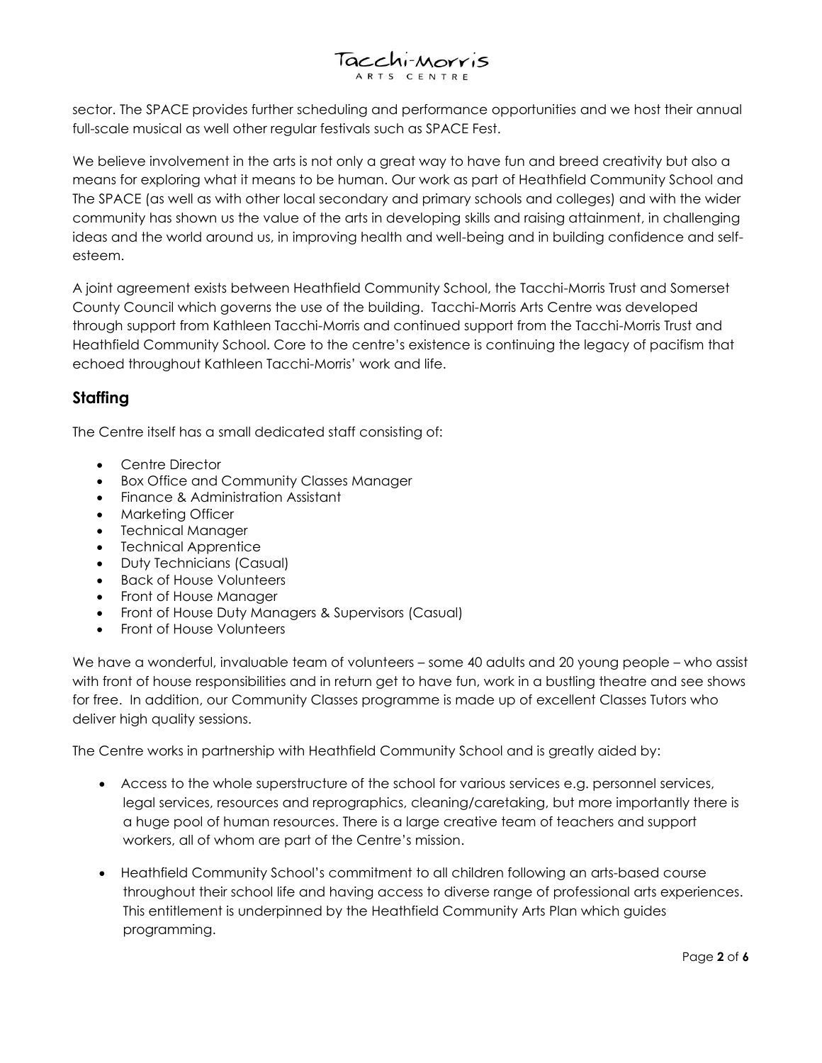sector. The SPACE provides further scheduling and performance opportunities and we host their annual full-scale musical as well other regular festivals such as SPACE Fest.

We believe involvement in the arts is not only a great way to have fun and breed creativity but also a means for exploring what it means to be human. Our work as part of Heathfield Community School and The SPACE (as well as with other local secondary and primary schools and colleges) and with the wider community has shown us the value of the arts in developing skills and raising attainment, in challenging ideas and the world around us, in improving health and well-being and in building confidence and self-esteem.

A joint agreement exists between Heathfield Community School, the Tacchi-Morris Trust and Somerset County Council which governs the use of the building. Tacchi-Morris Arts Centre was developed through support from Kathleen Tacchi-Morris and continued support from the Tacchi-Morris Trust and Heathfield Community School. Core to the centre's existence is continuing the legacy of pacifism that echoed throughout Kathleen Tacchi-Morris' work and life.

## Staffing

The Centre itself has a small dedicated staff consisting of:

- Centre Director
- Box Office and Community Classes Manager
- Finance & Administration Assistant
- Marketing Officer
- Technical Manager
- Technical Apprentice
- Duty Technicians (Casual)
- Back of House Volunteers
- Front of House Manager
- Front of House Duty Managers & Supervisors (Casual)
- Front of House Volunteers

We have a wonderful, invaluable team of volunteers – some 40 adults and 20 young people – who assist with front of house responsibilities and in return get to have fun, work in a bustling theatre and see shows for free. In addition, our Community Classes programme is made up of excellent Classes Tutors who deliver high quality sessions.

The Centre works in partnership with Heathfield Community School and is greatly aided by:

- Access to the whole superstructure of the school for various services e.g. personnel services, legal services, resources and reprographics, cleaning/caretaking, but more importantly there is a huge pool of human resources. There is a large creative team of teachers and support workers, all of whom are part of the Centre's mission.
- Heathfield Community School's commitment to all children following an arts-based course throughout their school life and having access to diverse range of professional arts experiences. This entitlement is underpinned by the Heathfield Community Arts Plan which guides programming.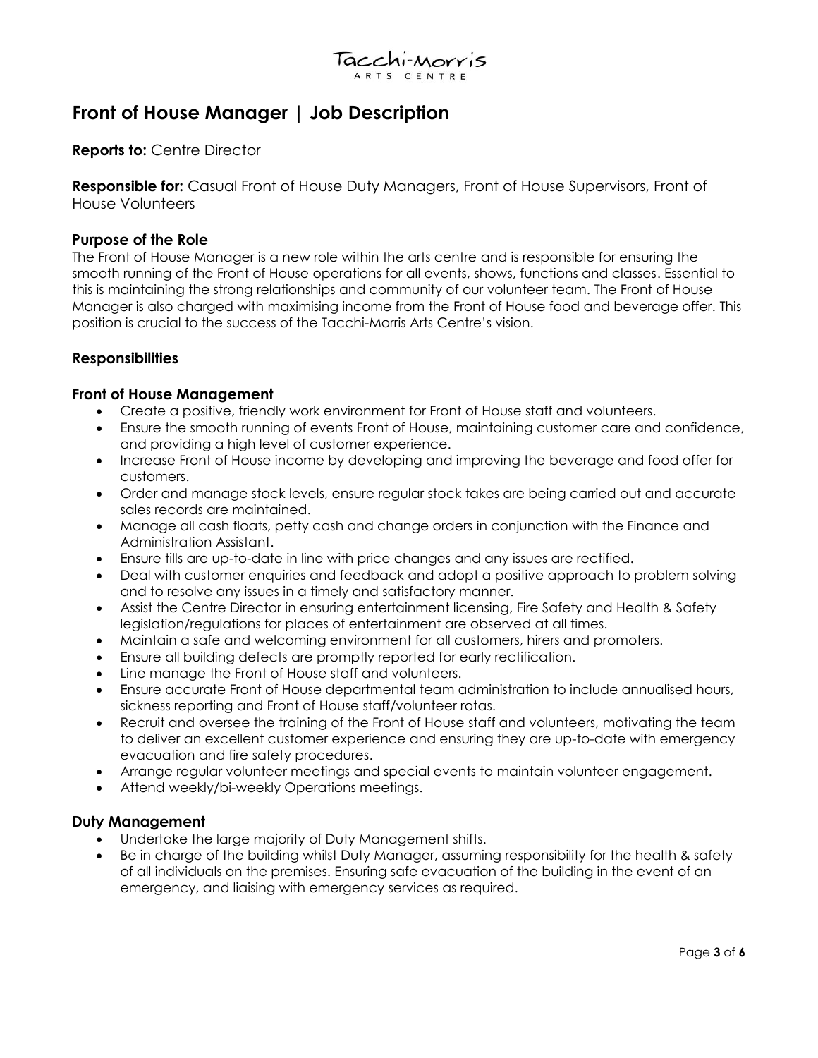# Front of House Manager | Job Description

**Reports to:** Centre Director

**Responsible for:** Casual Front of House Duty Managers, Front of House Supervisors, Front of House Volunteers

### Purpose of the Role

The Front of House Manager is a new role within the arts centre and is responsible for ensuring the smooth running of the Front of House operations for all events, shows, functions and classes. Essential to this is maintaining the strong relationships and community of our volunteer team. The Front of House Manager is also charged with maximising income from the Front of House food and beverage offer. This position is crucial to the success of the Tacchi-Morris Arts Centre's vision.

### Responsibilities

### Front of House Management

- Create a positive, friendly work environment for Front of House staff and volunteers.
- Ensure the smooth running of events Front of House, maintaining customer care and confidence, and providing a high level of customer experience.
- Increase Front of House income by developing and improving the beverage and food offer for customers.
- Order and manage stock levels, ensure regular stock takes are being carried out and accurate sales records are maintained.
- Manage all cash floats, petty cash and change orders in conjunction with the Finance and Administration Assistant.
- Ensure tills are up-to-date in line with price changes and any issues are rectified.
- Deal with customer enquiries and feedback and adopt a positive approach to problem solving and to resolve any issues in a timely and satisfactory manner.
- Assist the Centre Director in ensuring entertainment licensing, Fire Safety and Health & Safety legislation/regulations for places of entertainment are observed at all times.
- Maintain a safe and welcoming environment for all customers, hirers and promoters.
- Ensure all building defects are promptly reported for early rectification.
- Line manage the Front of House staff and volunteers.
- Ensure accurate Front of House departmental team administration to include annualised hours, sickness reporting and Front of House staff/volunteer rotas.
- Recruit and oversee the training of the Front of House staff and volunteers, motivating the team to deliver an excellent customer experience and ensuring they are up-to-date with emergency evacuation and fire safety procedures.
- Arrange regular volunteer meetings and special events to maintain volunteer engagement.
- Attend weekly/bi-weekly Operations meetings.

### Duty Management

- Undertake the large majority of Duty Management shifts.
- Be in charge of the building whilst Duty Manager, assuming responsibility for the health & safety of all individuals on the premises. Ensuring safe evacuation of the building in the event of an emergency, and liaising with emergency services as required.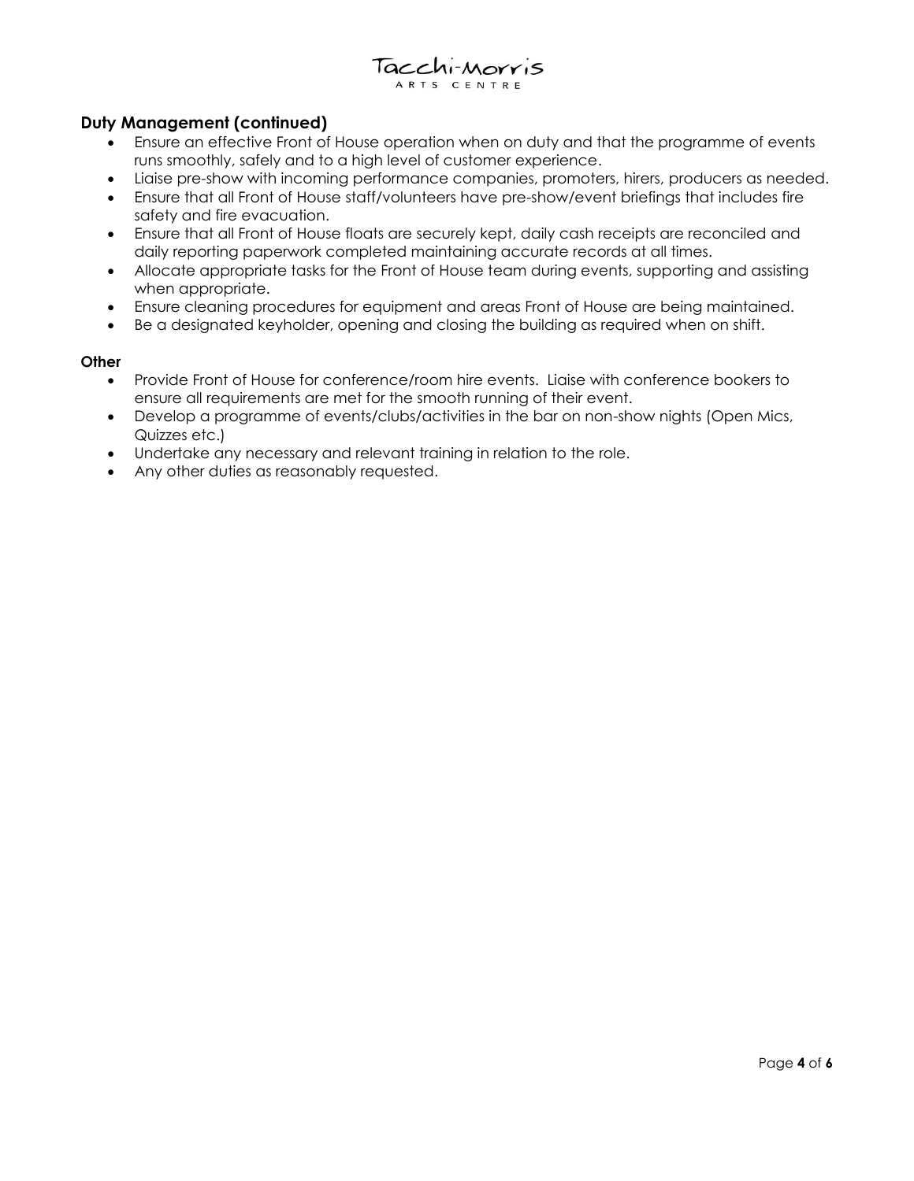### Duty Management (continued)

- Ensure an effective Front of House operation when on duty and that the programme of events runs smoothly, safely and to a high level of customer experience.
- Liaise pre-show with incoming performance companies, promoters, hirers, producers as needed.
- Ensure that all Front of House staff/volunteers have pre-show/event briefings that includes fire safety and fire evacuation.
- Ensure that all Front of House floats are securely kept, daily cash receipts are reconciled and daily reporting paperwork completed maintaining accurate records at all times.
- Allocate appropriate tasks for the Front of House team during events, supporting and assisting when appropriate.
- Ensure cleaning procedures for equipment and areas Front of House are being maintained.
- Be a designated keyholder, opening and closing the building as required when on shift.

**Other**

- Provide Front of House for conference/room hire events. Liaise with conference bookers to ensure all requirements are met for the smooth running of their event.
- Develop a programme of events/clubs/activities in the bar on non-show nights (Open Mics, Quizzes etc.)
- Undertake any necessary and relevant training in relation to the role.
- Any other duties as reasonably requested.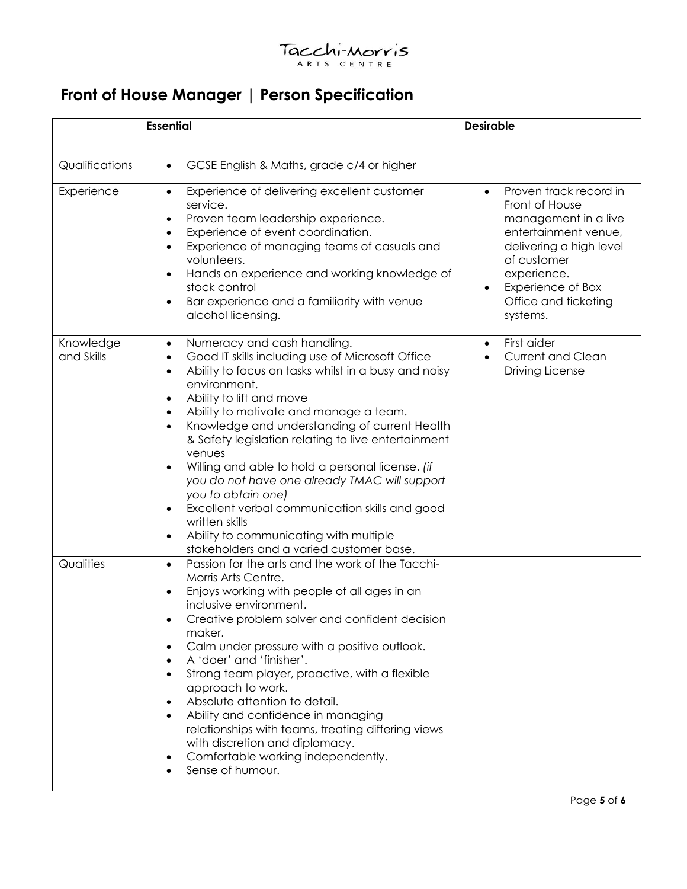Tacchi-Morris
ARTS CENTRE

# Front of House Manager | Person Specification

| | Essential | Desirable |
|---|---|---|
| Qualifications | • GCSE English & Maths, grade c/4 or higher | |
| Experience | • Experience of delivering excellent customer service.<br>• Proven team leadership experience.<br>• Experience of event coordination.<br>• Experience of managing teams of casuals and volunteers.<br>• Hands on experience and working knowledge of stock control<br>• Bar experience and a familiarity with venue alcohol licensing. | • Proven track record in Front of House management in a live entertainment venue, delivering a high level of customer experience.<br>• Experience of Box Office and ticketing systems. |
| Knowledge and Skills | • Numeracy and cash handling.<br>• Good IT skills including use of Microsoft Office<br>• Ability to focus on tasks whilst in a busy and noisy environment.<br>• Ability to lift and move<br>• Ability to motivate and manage a team.<br>• Knowledge and understanding of current Health & Safety legislation relating to live entertainment venues<br>• Willing and able to hold a personal license. *(if you do not have one already TMAC will support you to obtain one)*<br>• Excellent verbal communication skills and good written skills<br>• Ability to communicating with multiple stakeholders and a varied customer base. | • First aider<br>• Current and Clean Driving License |
| Qualities | • Passion for the arts and the work of the Tacchi-Morris Arts Centre.<br>• Enjoys working with people of all ages in an inclusive environment.<br>• Creative problem solver and confident decision maker.<br>• Calm under pressure with a positive outlook.<br>• A 'doer' and 'finisher'.<br>• Strong team player, proactive, with a flexible approach to work.<br>• Absolute attention to detail.<br>• Ability and confidence in managing relationships with teams, treating differing views with discretion and diplomacy.<br>• Comfortable working independently.<br>• Sense of humour. | |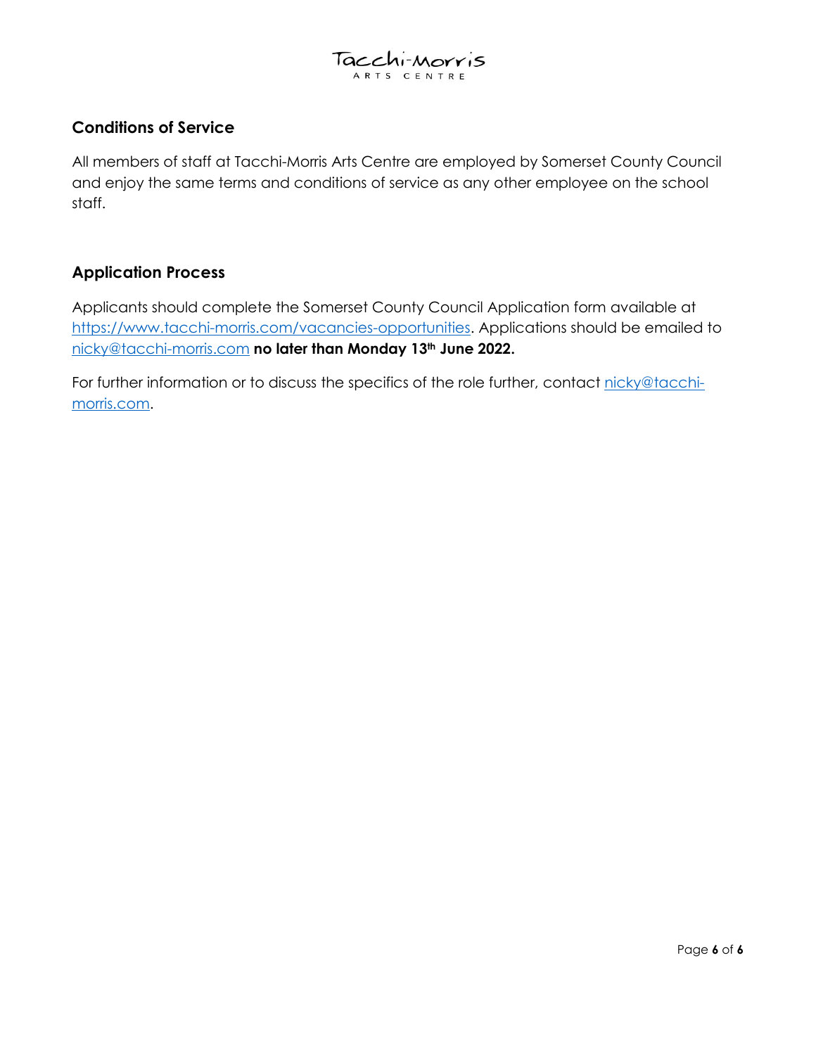## Conditions of Service

All members of staff at Tacchi-Morris Arts Centre are employed by Somerset County Council and enjoy the same terms and conditions of service as any other employee on the school staff.

## Application Process

Applicants should complete the Somerset County Council Application form available at https://www.tacchi-morris.com/vacancies-opportunities. Applications should be emailed to nicky@tacchi-morris.com **no later than Monday 13th June 2022.**

For further information or to discuss the specifics of the role further, contact nicky@tacchi-morris.com.